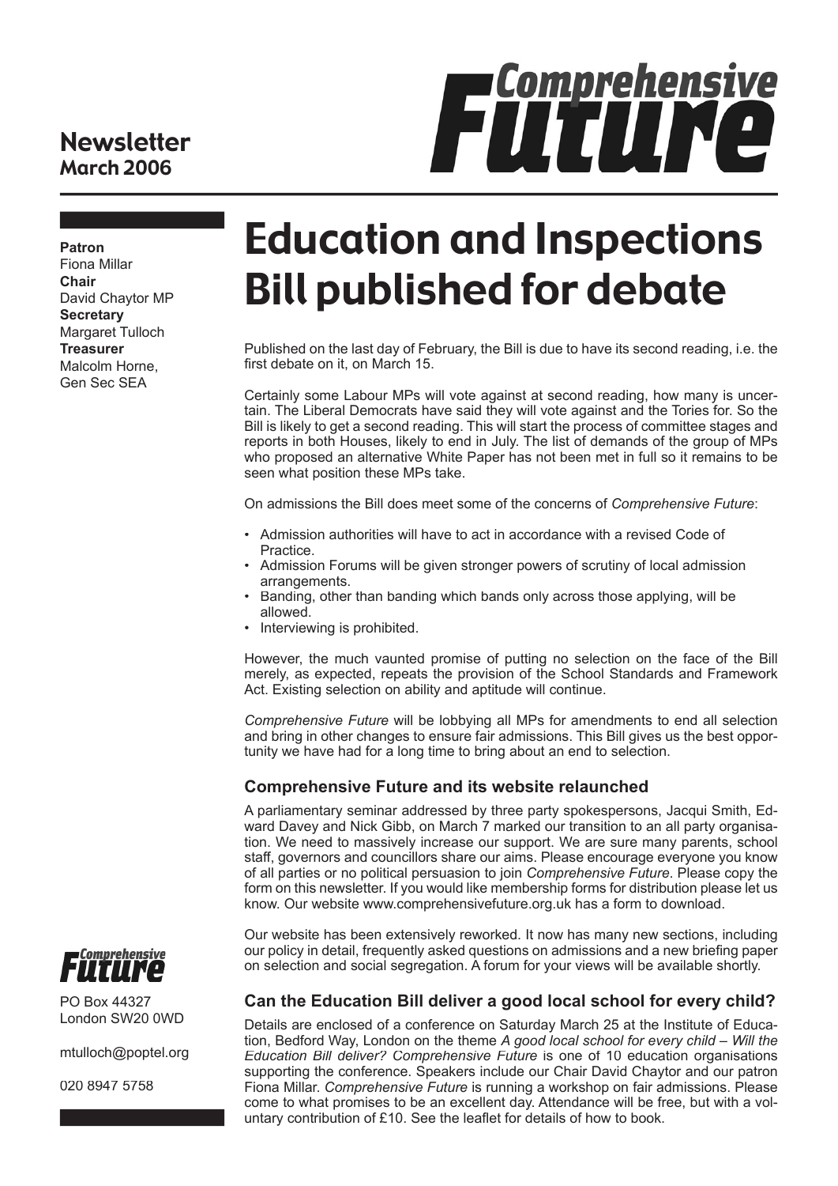# Newsletter
## March 2006

Comprehensive Future

**Patron**
Fiona Millar
**Chair**
David Chaytor MP
**Secretary**
Margaret Tulloch
**Treasurer**
Malcolm Horne,
Gen Sec SEA

# Education and Inspections Bill published for debate

Published on the last day of February, the Bill is due to have its second reading, i.e. the first debate on it, on March 15.

Certainly some Labour MPs will vote against at second reading, how many is uncertain. The Liberal Democrats have said they will vote against and the Tories for. So the Bill is likely to get a second reading. This will start the process of committee stages and reports in both Houses, likely to end in July. The list of demands of the group of MPs who proposed an alternative White Paper has not been met in full so it remains to be seen what position these MPs take.

On admissions the Bill does meet some of the concerns of *Comprehensive Future*:

- Admission authorities will have to act in accordance with a revised Code of Practice.
- Admission Forums will be given stronger powers of scrutiny of local admission arrangements.
- Banding, other than banding which bands only across those applying, will be allowed.
- Interviewing is prohibited.

However, the much vaunted promise of putting no selection on the face of the Bill merely, as expected, repeats the provision of the School Standards and Framework Act. Existing selection on ability and aptitude will continue.

*Comprehensive Future* will be lobbying all MPs for amendments to end all selection and bring in other changes to ensure fair admissions. This Bill gives us the best opportunity we have had for a long time to bring about an end to selection.

### Comprehensive Future and its website relaunched

A parliamentary seminar addressed by three party spokespersons, Jacqui Smith, Edward Davey and Nick Gibb, on March 7 marked our transition to an all party organisation. We need to massively increase our support. We are sure many parents, school staff, governors and councillors share our aims. Please encourage everyone you know of all parties or no political persuasion to join *Comprehensive Future*. Please copy the form on this newsletter. If you would like membership forms for distribution please let us know. Our website www.comprehensivefuture.org.uk has a form to download.

Our website has been extensively reworked. It now has many new sections, including our policy in detail, frequently asked questions on admissions and a new briefing paper on selection and social segregation. A forum for your views will be available shortly.

### Can the Education Bill deliver a good local school for every child?

Details are enclosed of a conference on Saturday March 25 at the Institute of Education, Bedford Way, London on the theme *A good local school for every child – Will the Education Bill deliver? Comprehensive Future* is one of 10 education organisations supporting the conference. Speakers include our Chair David Chaytor and our patron Fiona Millar. *Comprehensive Future* is running a workshop on fair admissions. Please come to what promises to be an excellent day. Attendance will be free, but with a voluntary contribution of £10. See the leaflet for details of how to book.

Comprehensive Future

PO Box 44327
London SW20 0WD

mtulloch@poptel.org

020 8947 5758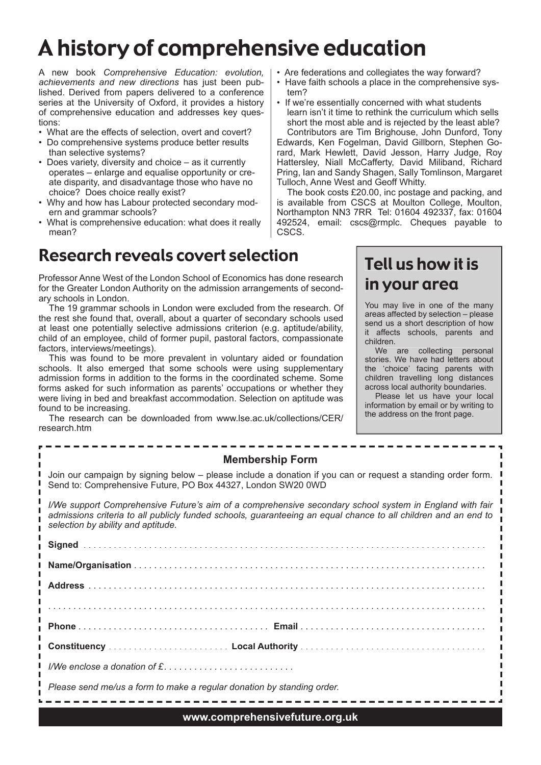# A history of comprehensive education

A new book *Comprehensive Education: evolution, achievements and new directions* has just been published. Derived from papers delivered to a conference series at the University of Oxford, it provides a history of comprehensive education and addresses key questions:

- What are the effects of selection, overt and covert?
- Do comprehensive systems produce better results than selective systems?
- Does variety, diversity and choice – as it currently operates – enlarge and equalise opportunity or create disparity, and disadvantage those who have no choice? Does choice really exist?
- Why and how has Labour protected secondary modern and grammar schools?
- What is comprehensive education: what does it really mean?
- Are federations and collegiates the way forward?
- Have faith schools a place in the comprehensive system?
- If we're essentially concerned with what students learn isn't it time to rethink the curriculum which sells short the most able and is rejected by the least able?

Contributors are Tim Brighouse, John Dunford, Tony Edwards, Ken Fogelman, David Gillborn, Stephen Gorard, Mark Hewlett, David Jesson, Harry Judge, Roy Hattersley, Niall McCafferty, David Miliband, Richard Pring, Ian and Sandy Shagen, Sally Tomlinson, Margaret Tulloch, Anne West and Geoff Whitty.

The book costs £20.00, inc postage and packing, and is available from CSCS at Moulton College, Moulton, Northampton NN3 7RR Tel: 01604 492337, fax: 01604 492524, email: cscs@rmplc. Cheques payable to CSCS.

# Research reveals covert selection

Professor Anne West of the London School of Economics has done research for the Greater London Authority on the admission arrangements of secondary schools in London.

The 19 grammar schools in London were excluded from the research. Of the rest she found that, overall, about a quarter of secondary schools used at least one potentially selective admissions criterion (e.g. aptitude/ability, child of an employee, child of former pupil, pastoral factors, compassionate factors, interviews/meetings).

This was found to be more prevalent in voluntary aided or foundation schools. It also emerged that some schools were using supplementary admission forms in addition to the forms in the coordinated scheme. Some forms asked for such information as parents' occupations or whether they were living in bed and breakfast accommodation. Selection on aptitude was found to be increasing.

The research can be downloaded from www.lse.ac.uk/collections/CER/research.htm

# Tell us how it is in your area

You may live in one of the many areas affected by selection – please send us a short description of how it affects schools, parents and children.

We are collecting personal stories. We have had letters about the 'choice' facing parents with children travelling long distances across local authority boundaries.

Please let us have your local information by email or by writing to the address on the front page.

## Membership Form

Join our campaign by signing below – please include a donation if you can or request a standing order form. Send to: Comprehensive Future, PO Box 44327, London SW20 0WD

*I/We support Comprehensive Future's aim of a comprehensive secondary school system in England with fair admissions criteria to all publicly funded schools, guaranteeing an equal chance to all children and an end to selection by ability and aptitude.*

**Signed** ..........................................

**Name/Organisation** ..........................................

**Address** ..........................................

..........................................

**Phone** .................... **Email** ....................

**Constituency** .................... **Local Authority** ....................

*I/We enclose a donation of £*....................

*Please send me/us a form to make a regular donation by standing order.*

**www.comprehensivefuture.org.uk**